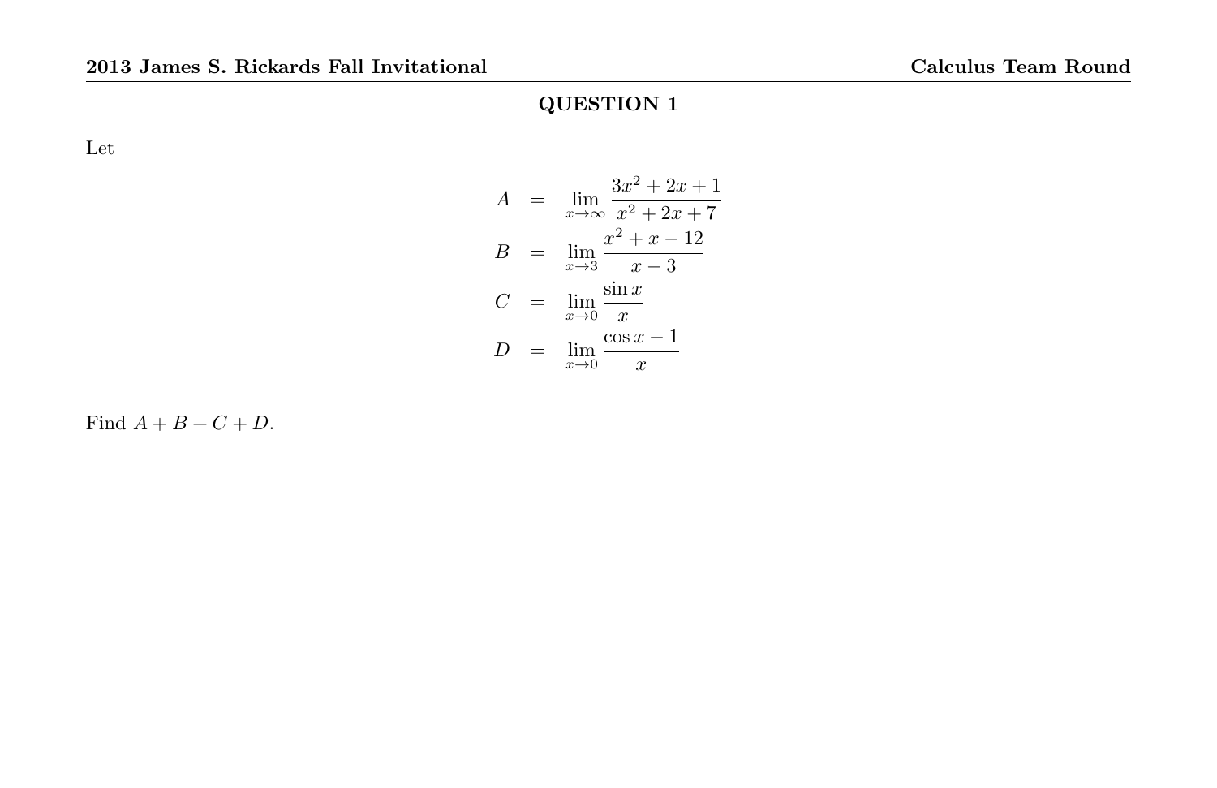## QUESTION 1

Let

$$
\begin{aligned}
A &= \lim_{x\to\infty} \frac{3x^2+2x+1}{x^2+2x+7} \\
B &= \lim_{x\to 3} \frac{x^2+x-12}{x-3} \\
C &= \lim_{x\to 0} \frac{\sin x}{x} \\
D &= \lim_{x\to 0} \frac{\cos x - 1}{x}
\end{aligned}
$$

Find $A+B+C+D$.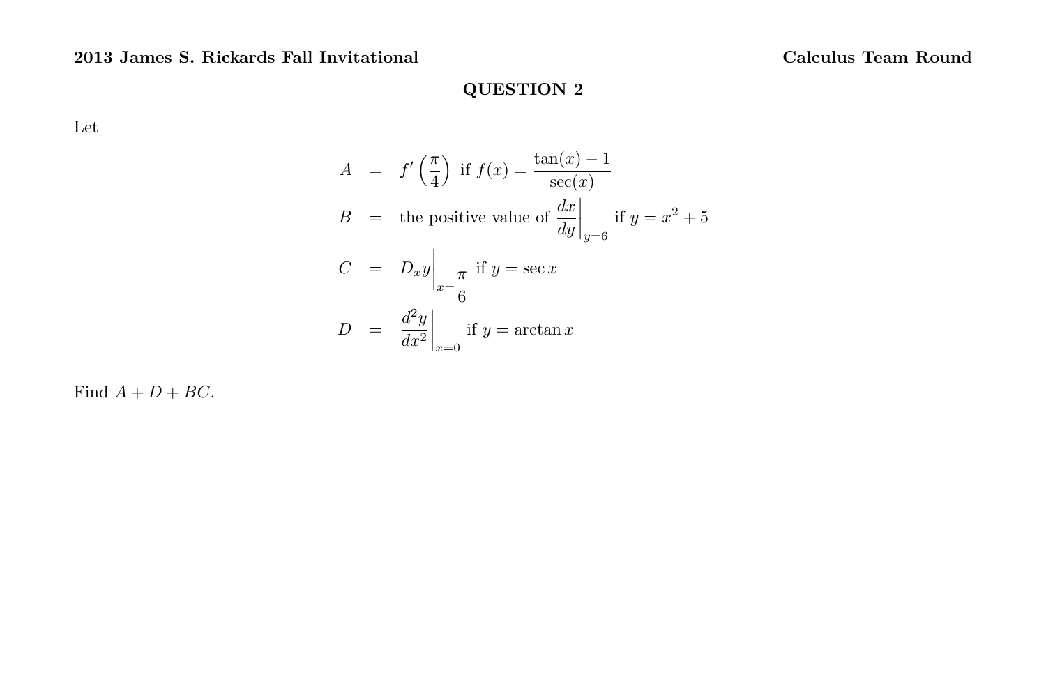## QUESTION 2

Let

$$
\begin{aligned}
A &= f'\left(\frac{\pi}{4}\right) \text{ if } f(x) = \frac{\tan(x) - 1}{\sec(x)} \\
B &= \text{the positive value of } \left.\frac{dx}{dy}\right|_{y=6} \text{ if } y = x^2 + 5 \\
C &= \left. D_x y \right|_{x=\frac{\pi}{6}} \text{ if } y = \sec x \\
D &= \left.\frac{d^2y}{dx^2}\right|_{x=0} \text{ if } y = \arctan x
\end{aligned}
$$

Find $A + D + BC$.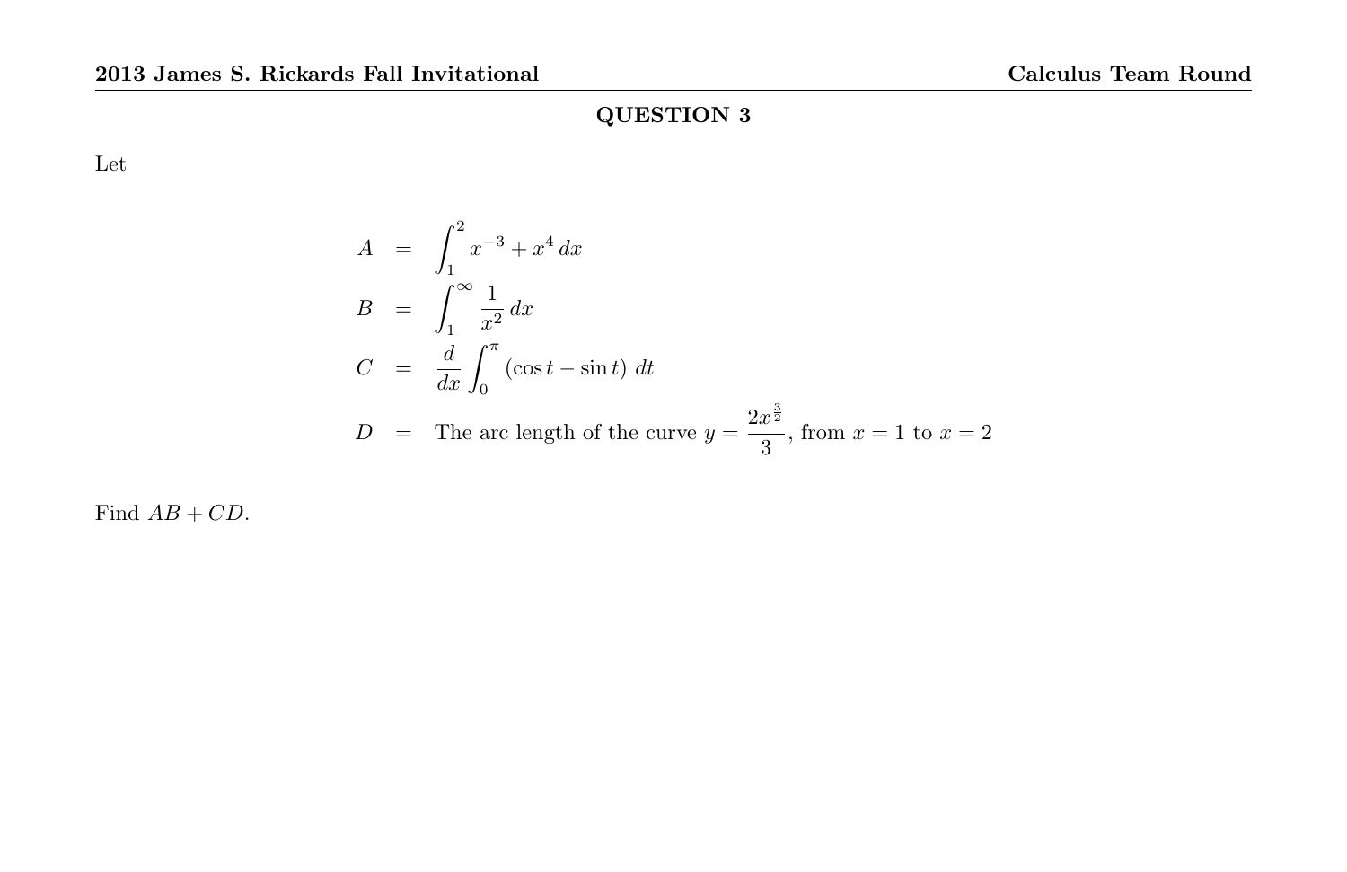## QUESTION 3

Let

$$
\begin{aligned}
A &= \int_1^2 x^{-3} + x^4 \, dx \\
B &= \int_1^\infty \frac{1}{x^2} \, dx \\
C &= \frac{d}{dx} \int_0^\pi (\cos t - \sin t) \; dt \\
D &= \text{The arc length of the curve } y = \frac{2x^{\frac{3}{2}}}{3}, \text{ from } x = 1 \text{ to } x = 2
\end{aligned}
$$

Find $AB + CD$.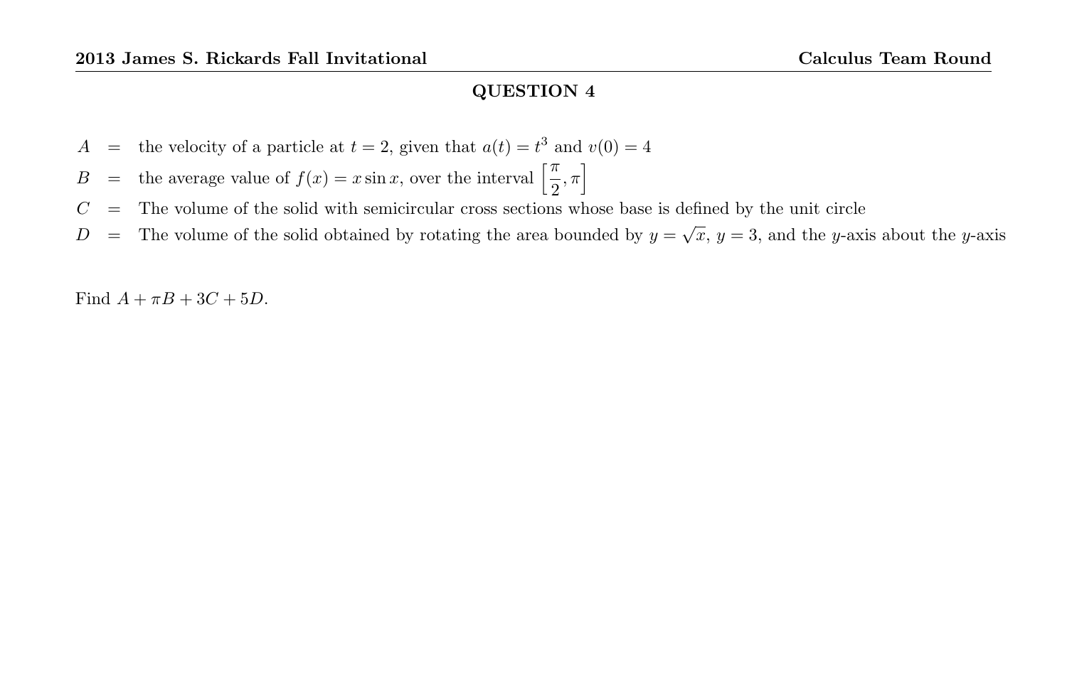## QUESTION 4

$A$ = the velocity of a particle at $t = 2$, given that $a(t) = t^3$ and $v(0) = 4$

$B$ = the average value of $f(x) = x \sin x$, over the interval $\left[\frac{\pi}{2}, \pi\right]$

$C$ = The volume of the solid with semicircular cross sections whose base is defined by the unit circle

$D$ = The volume of the solid obtained by rotating the area bounded by $y = \sqrt{x}$, $y = 3$, and the $y$-axis about the $y$-axis

Find $A + \pi B + 3C + 5D$.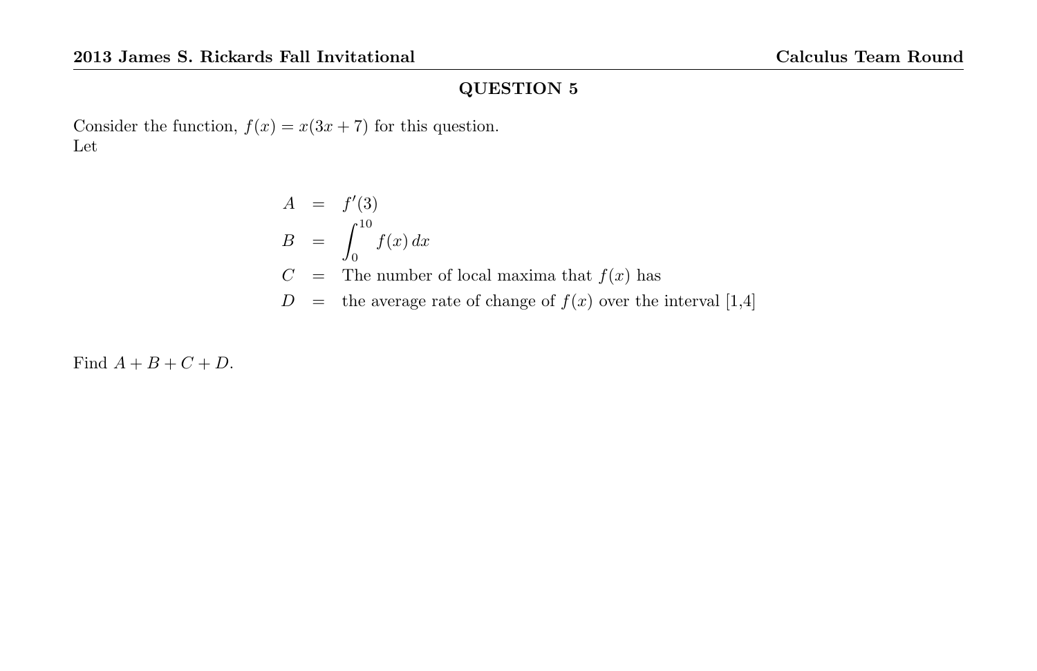## QUESTION 5

Consider the function, $f(x) = x(3x + 7)$ for this question.
Let

$$
\begin{aligned}
A &= f'(3) \\
B &= \int_0^{10} f(x)\,dx \\
C &= \text{The number of local maxima that } f(x) \text{ has} \\
D &= \text{the average rate of change of } f(x) \text{ over the interval [1,4]}
\end{aligned}
$$

Find $A + B + C + D$.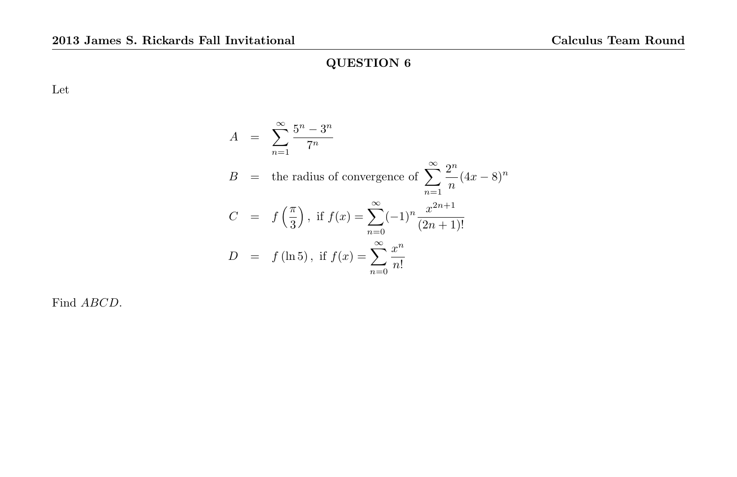## QUESTION 6

Let

$$
\begin{aligned}
A &= \sum_{n=1}^{\infty} \frac{5^n - 3^n}{7^n} \\
B &= \text{the radius of convergence of } \sum_{n=1}^{\infty} \frac{2^n}{n}(4x-8)^n \\
C &= f\left(\frac{\pi}{3}\right), \text{ if } f(x) = \sum_{n=0}^{\infty} (-1)^n \frac{x^{2n+1}}{(2n+1)!} \\
D &= f(\ln 5), \text{ if } f(x) = \sum_{n=0}^{\infty} \frac{x^n}{n!}
\end{aligned}
$$

Find $ABCD$.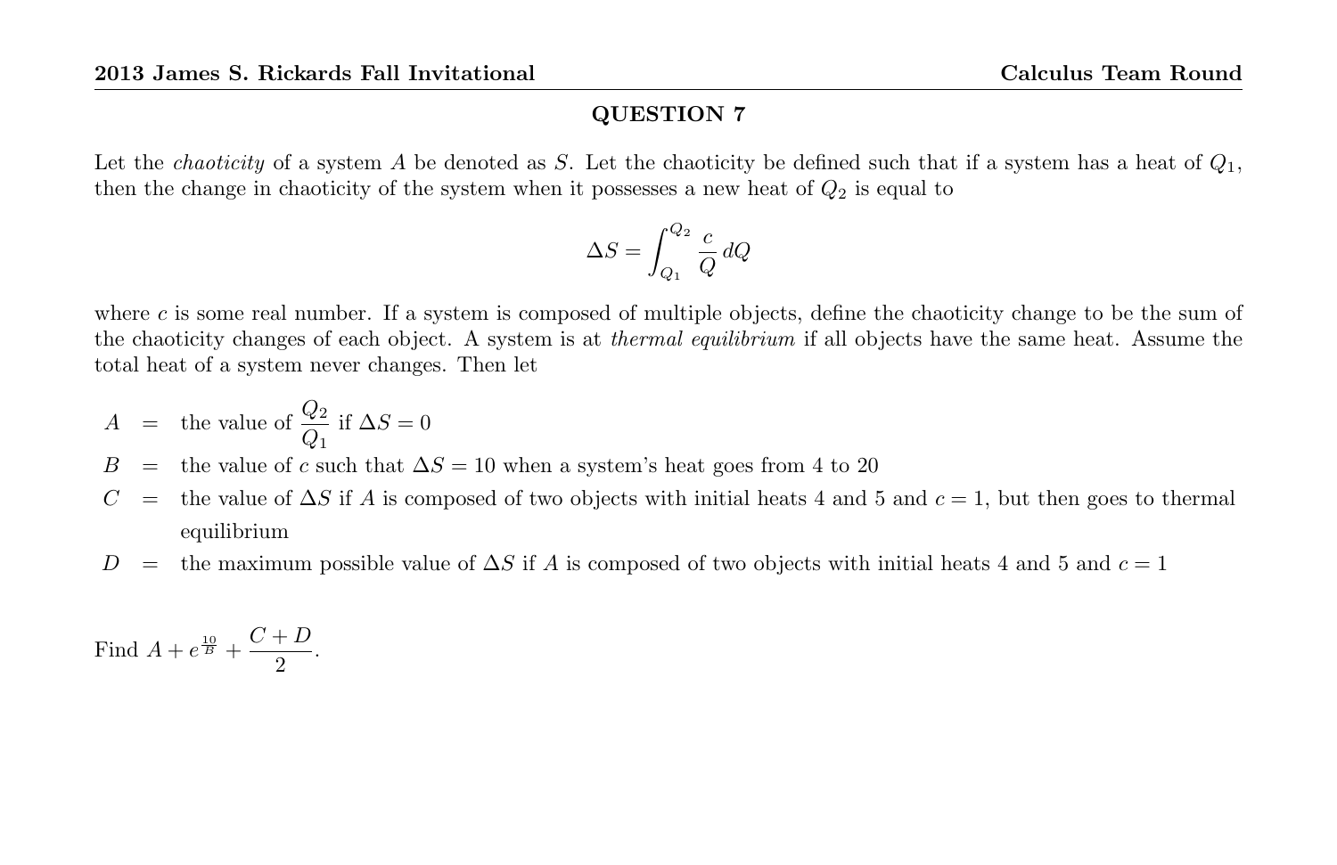## QUESTION 7

Let the *chaoticity* of a system $A$ be denoted as $S$. Let the chaoticity be defined such that if a system has a heat of $Q_1$, then the change in chaoticity of the system when it possesses a new heat of $Q_2$ is equal to

$$\Delta S = \int_{Q_1}^{Q_2} \frac{c}{Q}\, dQ$$

where $c$ is some real number. If a system is composed of multiple objects, define the chaoticity change to be the sum of the chaoticity changes of each object. A system is at *thermal equilibrium* if all objects have the same heat. Assume the total heat of a system never changes. Then let

$A$ = the value of $\dfrac{Q_2}{Q_1}$ if $\Delta S = 0$

$B$ = the value of $c$ such that $\Delta S = 10$ when a system's heat goes from 4 to 20

$C$ = the value of $\Delta S$ if $A$ is composed of two objects with initial heats 4 and 5 and $c = 1$, but then goes to thermal equilibrium

$D$ = the maximum possible value of $\Delta S$ if $A$ is composed of two objects with initial heats 4 and 5 and $c = 1$

Find $A + e^{\frac{10}{B}} + \dfrac{C+D}{2}$.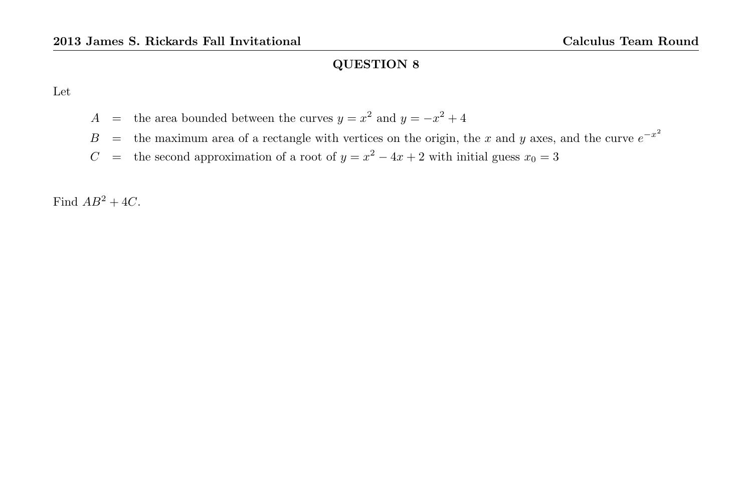## QUESTION 8

Let

$$
\begin{aligned}
A &= \text{the area bounded between the curves } y = x^2 \text{ and } y = -x^2 + 4 \\
B &= \text{the maximum area of a rectangle with vertices on the origin, the } x \text{ and } y \text{ axes, and the curve } e^{-x^2} \\
C &= \text{the second approximation of a root of } y = x^2 - 4x + 2 \text{ with initial guess } x_0 = 3
\end{aligned}
$$

Find $AB^2 + 4C$.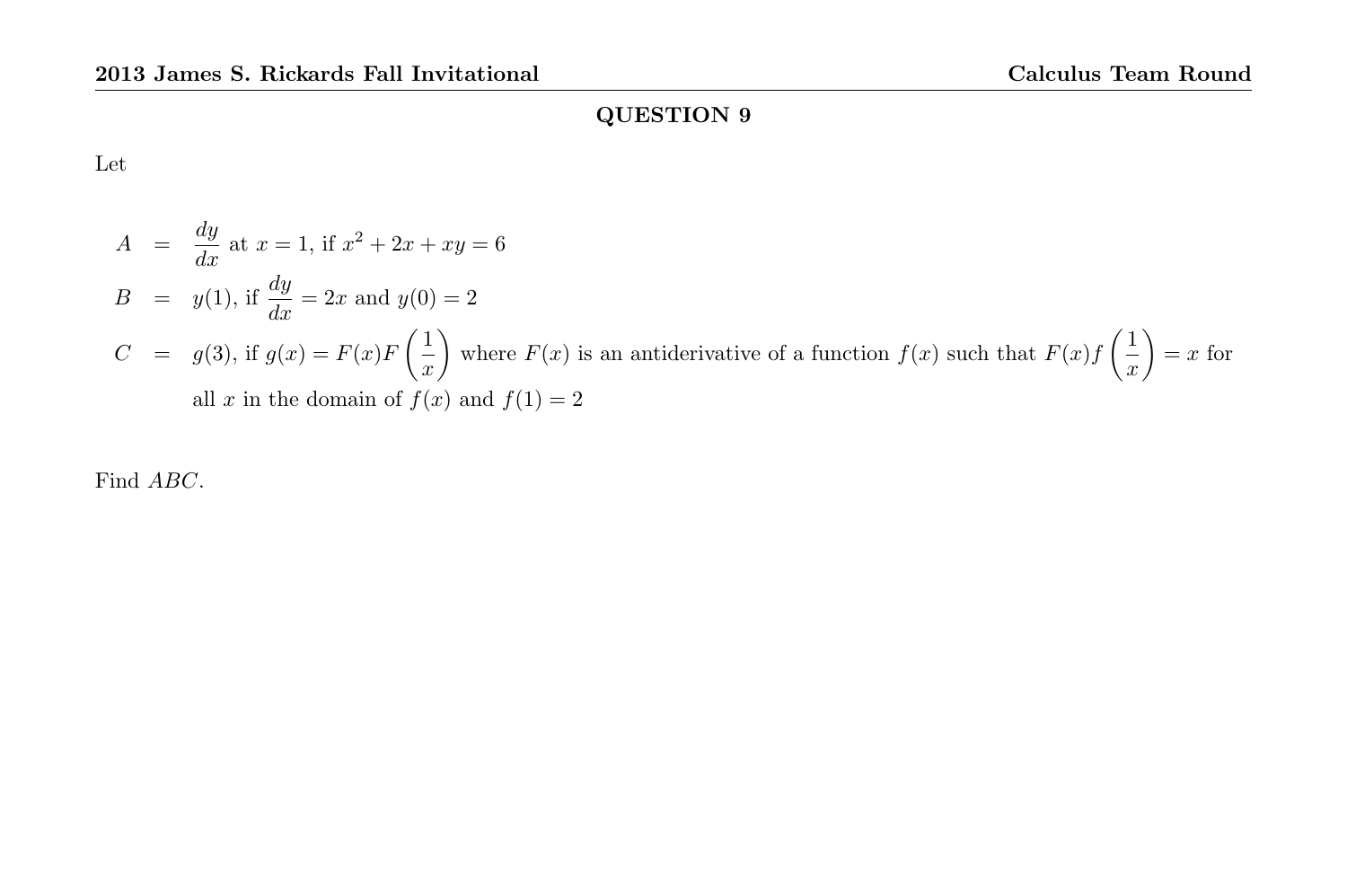## QUESTION 9

Let

$$
\begin{aligned}
A &= \frac{dy}{dx} \text{ at } x = 1, \text{ if } x^2 + 2x + xy = 6 \\
B &= y(1), \text{ if } \frac{dy}{dx} = 2x \text{ and } y(0) = 2 \\
C &= g(3), \text{ if } g(x) = F(x)F\left(\frac{1}{x}\right) \text{ where } F(x) \text{ is an antiderivative of a function } f(x) \text{ such that } F(x)f\left(\frac{1}{x}\right) = x \text{ for} \\
&\quad \text{all } x \text{ in the domain of } f(x) \text{ and } f(1) = 2
\end{aligned}
$$

Find $ABC$.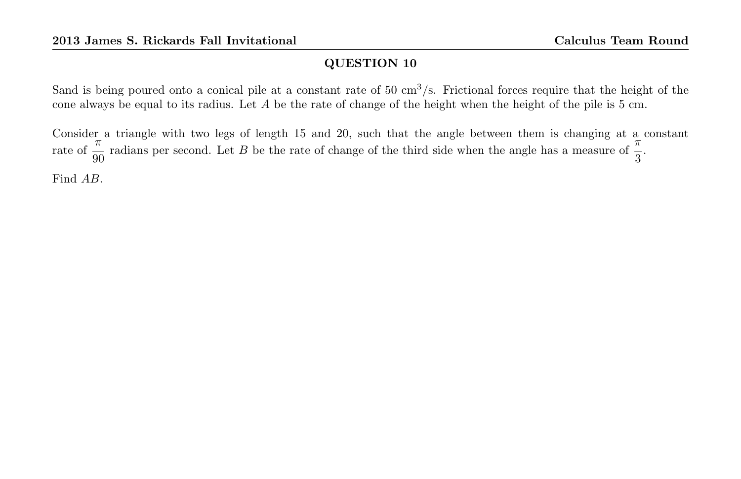## QUESTION 10

Sand is being poured onto a conical pile at a constant rate of 50 $\text{cm}^3$/s. Frictional forces require that the height of the cone always be equal to its radius. Let $A$ be the rate of change of the height when the height of the pile is 5 cm.

Consider a triangle with two legs of length 15 and 20, such that the angle between them is changing at a constant rate of $\frac{\pi}{90}$ radians per second. Let $B$ be the rate of change of the third side when the angle has a measure of $\frac{\pi}{3}$.

Find $AB$.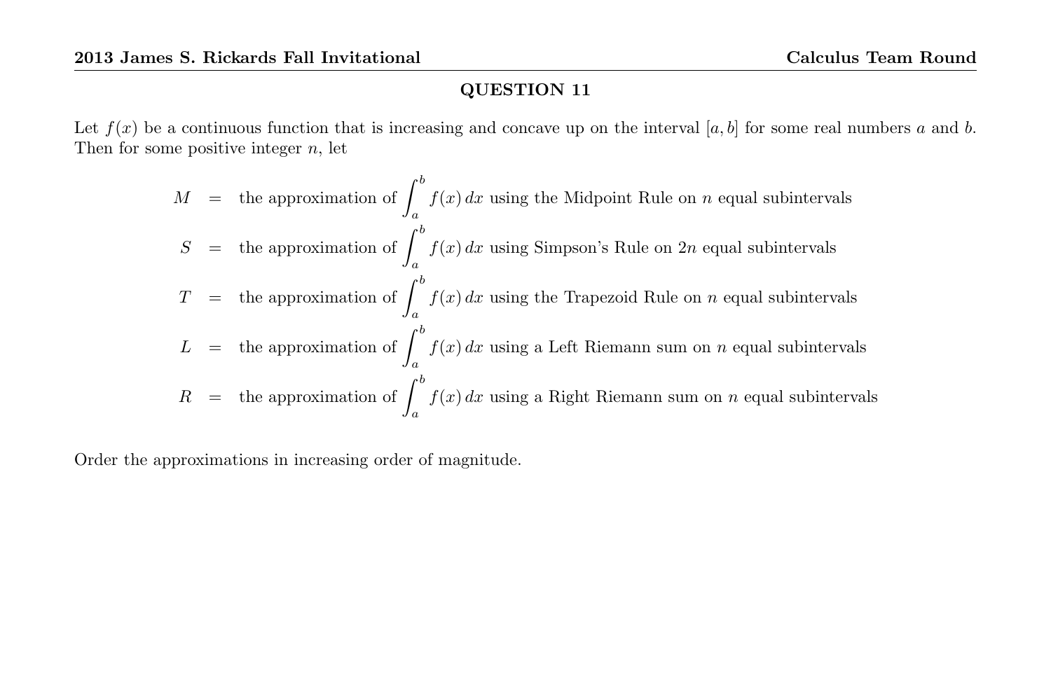## QUESTION 11

Let $f(x)$ be a continuous function that is increasing and concave up on the interval $[a, b]$ for some real numbers $a$ and $b$. Then for some positive integer $n$, let

$$\begin{aligned}
M &= \text{the approximation of } \int_a^b f(x)\,dx \text{ using the Midpoint Rule on } n \text{ equal subintervals} \\
S &= \text{the approximation of } \int_a^b f(x)\,dx \text{ using Simpson's Rule on } 2n \text{ equal subintervals} \\
T &= \text{the approximation of } \int_a^b f(x)\,dx \text{ using the Trapezoid Rule on } n \text{ equal subintervals} \\
L &= \text{the approximation of } \int_a^b f(x)\,dx \text{ using a Left Riemann sum on } n \text{ equal subintervals} \\
R &= \text{the approximation of } \int_a^b f(x)\,dx \text{ using a Right Riemann sum on } n \text{ equal subintervals}
\end{aligned}$$

Order the approximations in increasing order of magnitude.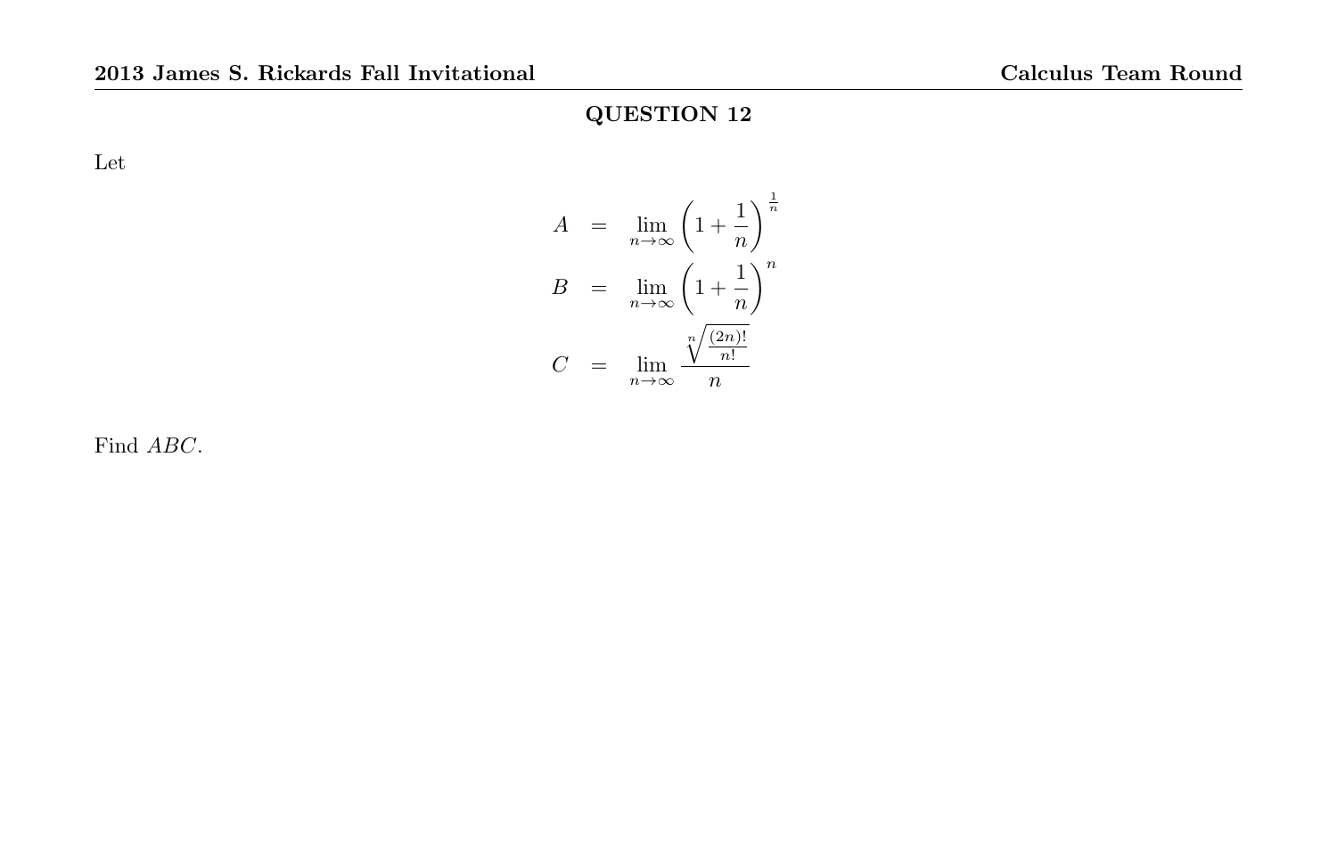## QUESTION 12

Let

$$
\begin{aligned}
A &= \lim_{n\to\infty} \left(1 + \frac{1}{n}\right)^{\frac{1}{n}} \\
B &= \lim_{n\to\infty} \left(1 + \frac{1}{n}\right)^{n} \\
C &= \lim_{n\to\infty} \frac{\sqrt[n]{\frac{(2n)!}{n!}}}{n}
\end{aligned}
$$

Find $ABC$.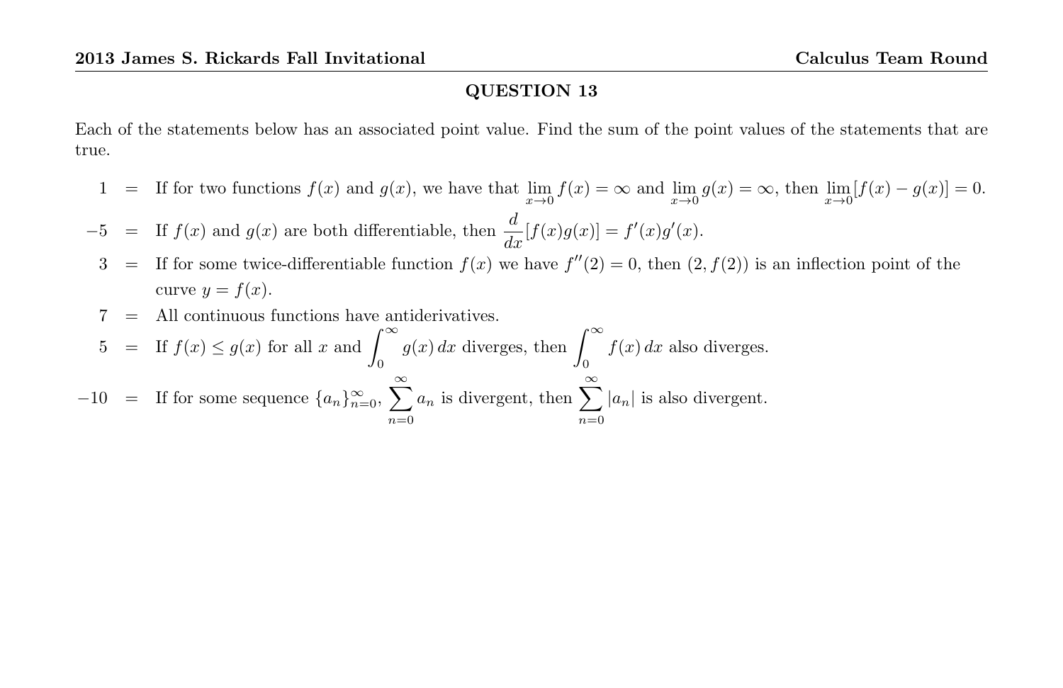## QUESTION 13

Each of the statements below has an associated point value. Find the sum of the point values of the statements that are true.

$1 =$ If for two functions $f(x)$ and $g(x)$, we have that $\lim_{x\to 0} f(x) = \infty$ and $\lim_{x\to 0} g(x) = \infty$, then $\lim_{x\to 0}[f(x) - g(x)] = 0$.

$-5 =$ If $f(x)$ and $g(x)$ are both differentiable, then $\frac{d}{dx}[f(x)g(x)] = f'(x)g'(x)$.

$3 =$ If for some twice-differentiable function $f(x)$ we have $f''(2) = 0$, then $(2, f(2))$ is an inflection point of the curve $y = f(x)$.

$7 =$ All continuous functions have antiderivatives.

$5 =$ If $f(x) \leq g(x)$ for all $x$ and $\int_0^\infty g(x)\,dx$ diverges, then $\int_0^\infty f(x)\,dx$ also diverges.

$-10 =$ If for some sequence $\{a_n\}_{n=0}^\infty$, $\sum_{n=0}^\infty a_n$ is divergent, then $\sum_{n=0}^\infty |a_n|$ is also divergent.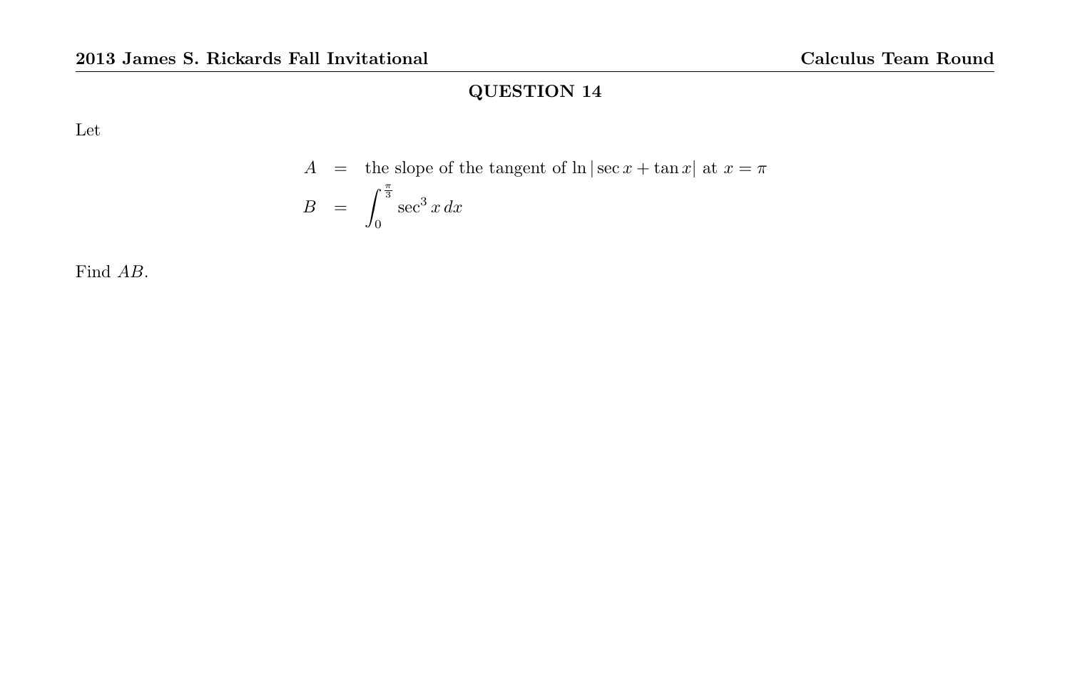## QUESTION 14

Let

$$
\begin{aligned}
A &= \text{the slope of the tangent of } \ln|\sec x + \tan x| \text{ at } x = \pi \\
B &= \int_0^{\frac{\pi}{3}} \sec^3 x \, dx
\end{aligned}
$$

Find $AB$.